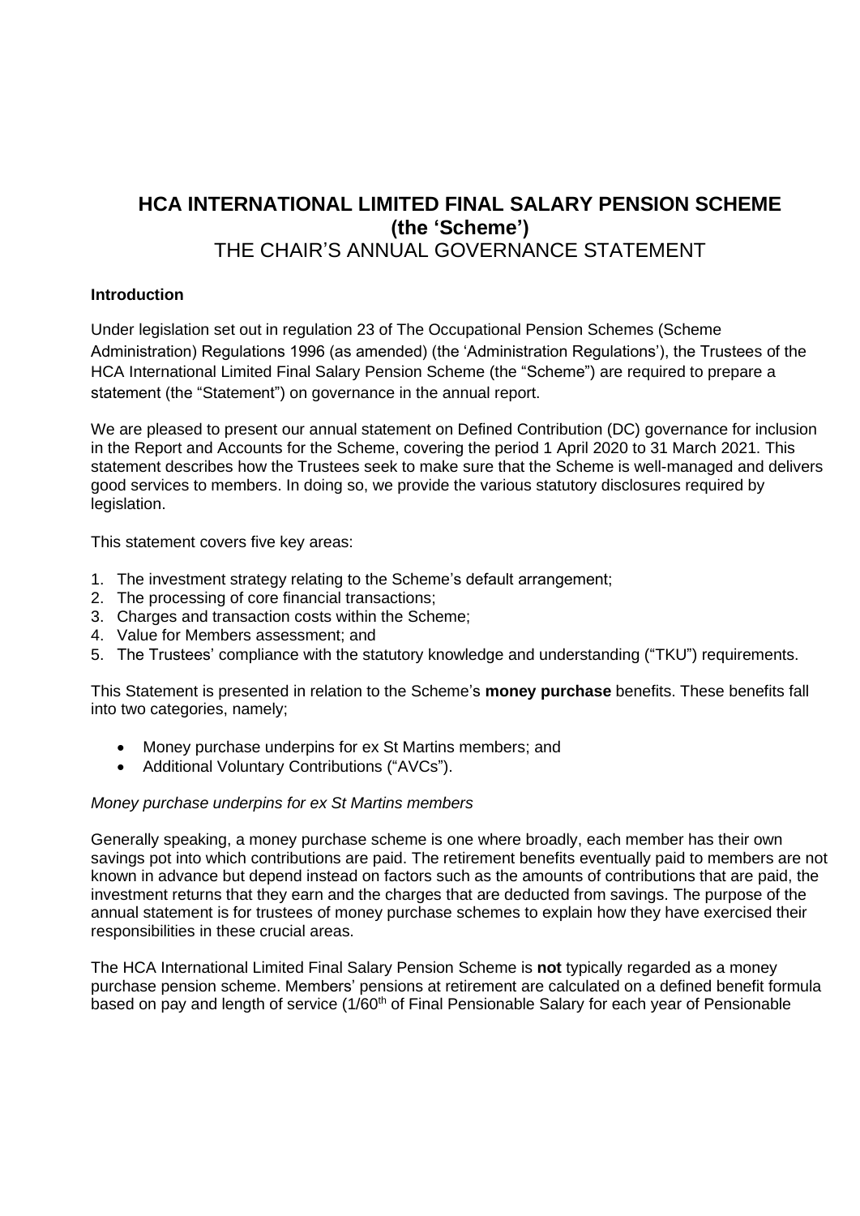# HCA INTERNATIONAL LIMITED FINAL SALARY PENSION SCHEME (the 'Scheme')

## THE CHAIR'S ANNUAL GOVERNANCE STATEMENT

**Introduction**

Under legislation set out in regulation 23 of The Occupational Pension Schemes (Scheme Administration) Regulations 1996 (as amended) (the 'Administration Regulations'), the Trustees of the HCA International Limited Final Salary Pension Scheme (the "Scheme") are required to prepare a statement (the "Statement") on governance in the annual report.

We are pleased to present our annual statement on Defined Contribution (DC) governance for inclusion in the Report and Accounts for the Scheme, covering the period 1 April 2020 to 31 March 2021. This statement describes how the Trustees seek to make sure that the Scheme is well-managed and delivers good services to members. In doing so, we provide the various statutory disclosures required by legislation.

This statement covers five key areas:

1. The investment strategy relating to the Scheme's default arrangement;
2. The processing of core financial transactions;
3. Charges and transaction costs within the Scheme;
4. Value for Members assessment; and
5. The Trustees' compliance with the statutory knowledge and understanding ("TKU") requirements.

This Statement is presented in relation to the Scheme's **money purchase** benefits. These benefits fall into two categories, namely;

- Money purchase underpins for ex St Martins members; and
- Additional Voluntary Contributions ("AVCs").

*Money purchase underpins for ex St Martins members*

Generally speaking, a money purchase scheme is one where broadly, each member has their own savings pot into which contributions are paid. The retirement benefits eventually paid to members are not known in advance but depend instead on factors such as the amounts of contributions that are paid, the investment returns that they earn and the charges that are deducted from savings. The purpose of the annual statement is for trustees of money purchase schemes to explain how they have exercised their responsibilities in these crucial areas.

The HCA International Limited Final Salary Pension Scheme is **not** typically regarded as a money purchase pension scheme. Members' pensions at retirement are calculated on a defined benefit formula based on pay and length of service (1/60th of Final Pensionable Salary for each year of Pensionable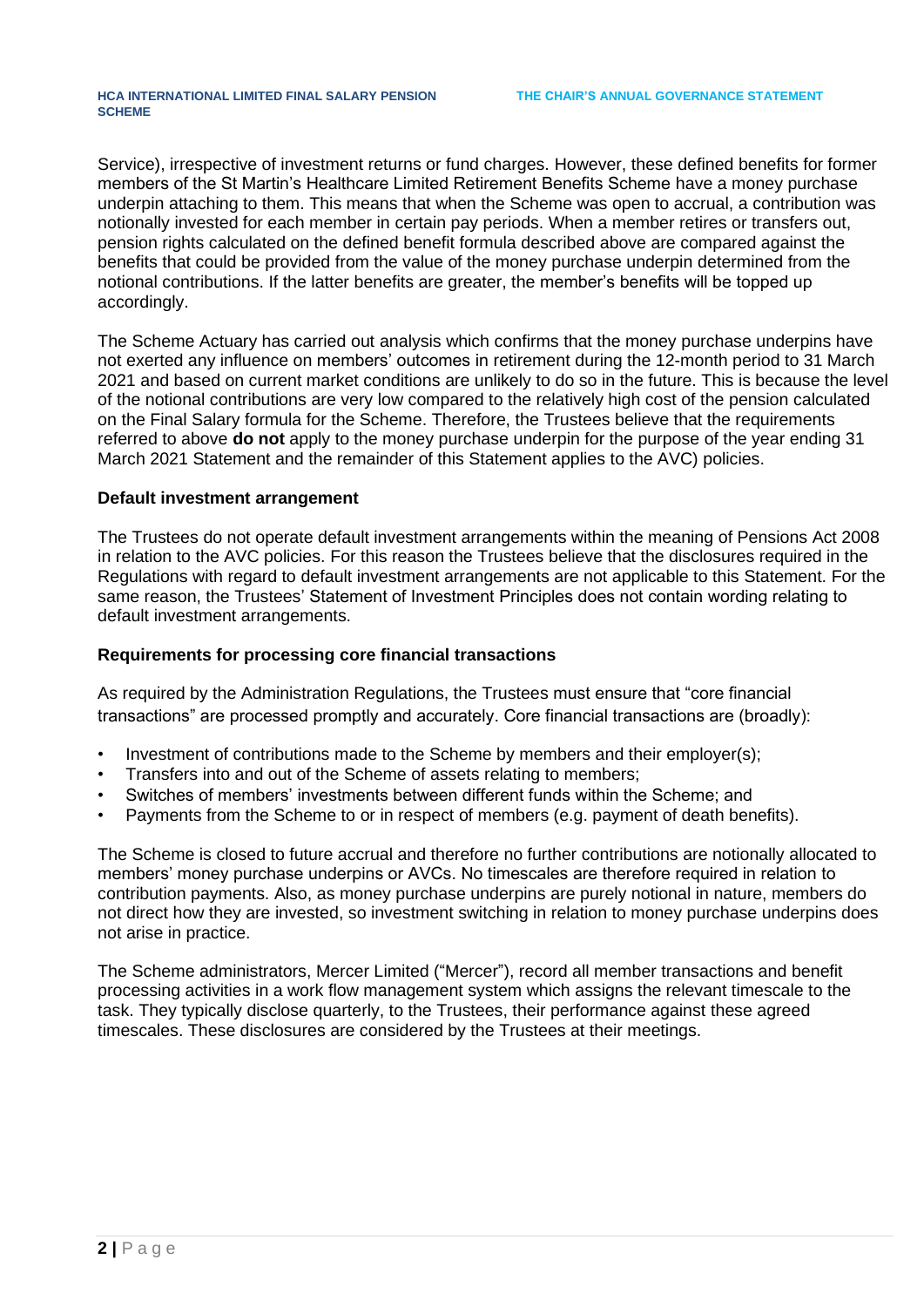Service), irrespective of investment returns or fund charges. However, these defined benefits for former members of the St Martin's Healthcare Limited Retirement Benefits Scheme have a money purchase underpin attaching to them. This means that when the Scheme was open to accrual, a contribution was notionally invested for each member in certain pay periods. When a member retires or transfers out, pension rights calculated on the defined benefit formula described above are compared against the benefits that could be provided from the value of the money purchase underpin determined from the notional contributions. If the latter benefits are greater, the member's benefits will be topped up accordingly.

The Scheme Actuary has carried out analysis which confirms that the money purchase underpins have not exerted any influence on members' outcomes in retirement during the 12-month period to 31 March 2021 and based on current market conditions are unlikely to do so in the future. This is because the level of the notional contributions are very low compared to the relatively high cost of the pension calculated on the Final Salary formula for the Scheme. Therefore, the Trustees believe that the requirements referred to above **do not** apply to the money purchase underpin for the purpose of the year ending 31 March 2021 Statement and the remainder of this Statement applies to the AVC) policies.

**Default investment arrangement**

The Trustees do not operate default investment arrangements within the meaning of Pensions Act 2008 in relation to the AVC policies. For this reason the Trustees believe that the disclosures required in the Regulations with regard to default investment arrangements are not applicable to this Statement. For the same reason, the Trustees' Statement of Investment Principles does not contain wording relating to default investment arrangements.

**Requirements for processing core financial transactions**

As required by the Administration Regulations, the Trustees must ensure that "core financial transactions" are processed promptly and accurately. Core financial transactions are (broadly):

- Investment of contributions made to the Scheme by members and their employer(s);
- Transfers into and out of the Scheme of assets relating to members;
- Switches of members' investments between different funds within the Scheme; and
- Payments from the Scheme to or in respect of members (e.g. payment of death benefits).

The Scheme is closed to future accrual and therefore no further contributions are notionally allocated to members' money purchase underpins or AVCs. No timescales are therefore required in relation to contribution payments. Also, as money purchase underpins are purely notional in nature, members do not direct how they are invested, so investment switching in relation to money purchase underpins does not arise in practice.

The Scheme administrators, Mercer Limited ("Mercer"), record all member transactions and benefit processing activities in a work flow management system which assigns the relevant timescale to the task. They typically disclose quarterly, to the Trustees, their performance against these agreed timescales. These disclosures are considered by the Trustees at their meetings.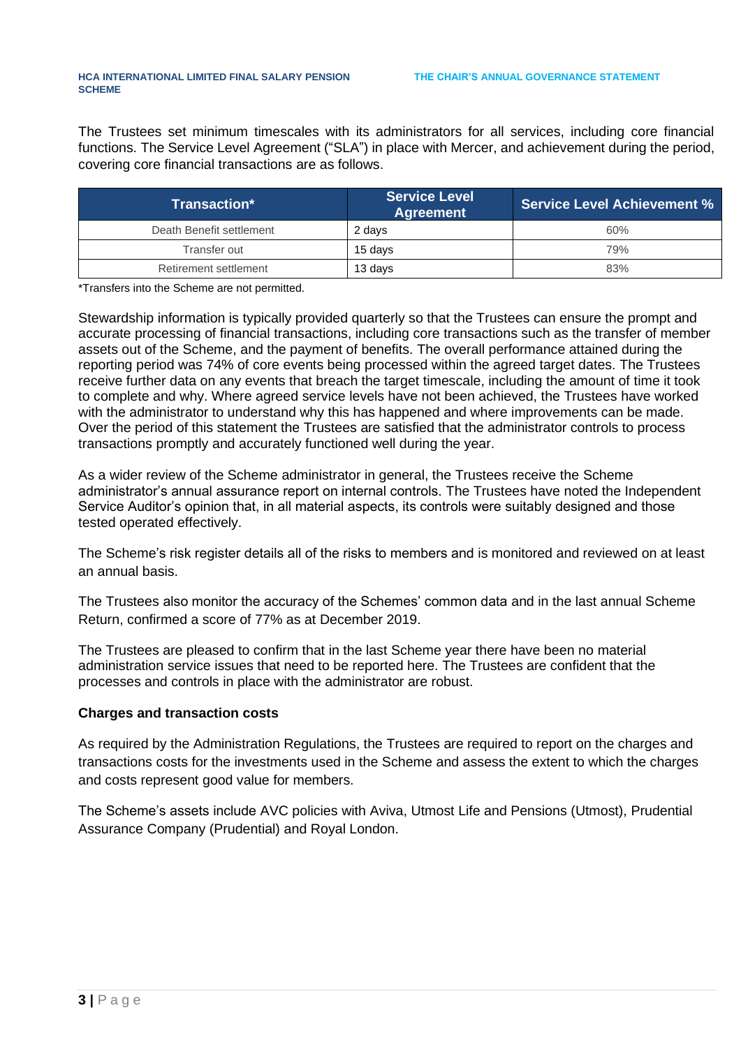The Trustees set minimum timescales with its administrators for all services, including core financial functions. The Service Level Agreement ("SLA") in place with Mercer, and achievement during the period, covering core financial transactions are as follows.

| Transaction* | Service Level Agreement | Service Level Achievement % |
|---|---|---|
| Death Benefit settlement | 2 days | 60% |
| Transfer out | 15 days | 79% |
| Retirement settlement | 13 days | 83% |

*Transfers into the Scheme are not permitted.

Stewardship information is typically provided quarterly so that the Trustees can ensure the prompt and accurate processing of financial transactions, including core transactions such as the transfer of member assets out of the Scheme, and the payment of benefits. The overall performance attained during the reporting period was 74% of core events being processed within the agreed target dates. The Trustees receive further data on any events that breach the target timescale, including the amount of time it took to complete and why. Where agreed service levels have not been achieved, the Trustees have worked with the administrator to understand why this has happened and where improvements can be made. Over the period of this statement the Trustees are satisfied that the administrator controls to process transactions promptly and accurately functioned well during the year.

As a wider review of the Scheme administrator in general, the Trustees receive the Scheme administrator's annual assurance report on internal controls. The Trustees have noted the Independent Service Auditor's opinion that, in all material aspects, its controls were suitably designed and those tested operated effectively.

The Scheme's risk register details all of the risks to members and is monitored and reviewed on at least an annual basis.

The Trustees also monitor the accuracy of the Schemes' common data and in the last annual Scheme Return, confirmed a score of 77% as at December 2019.

The Trustees are pleased to confirm that in the last Scheme year there have been no material administration service issues that need to be reported here. The Trustees are confident that the processes and controls in place with the administrator are robust.

**Charges and transaction costs**

As required by the Administration Regulations, the Trustees are required to report on the charges and transactions costs for the investments used in the Scheme and assess the extent to which the charges and costs represent good value for members.

The Scheme's assets include AVC policies with Aviva, Utmost Life and Pensions (Utmost), Prudential Assurance Company (Prudential) and Royal London.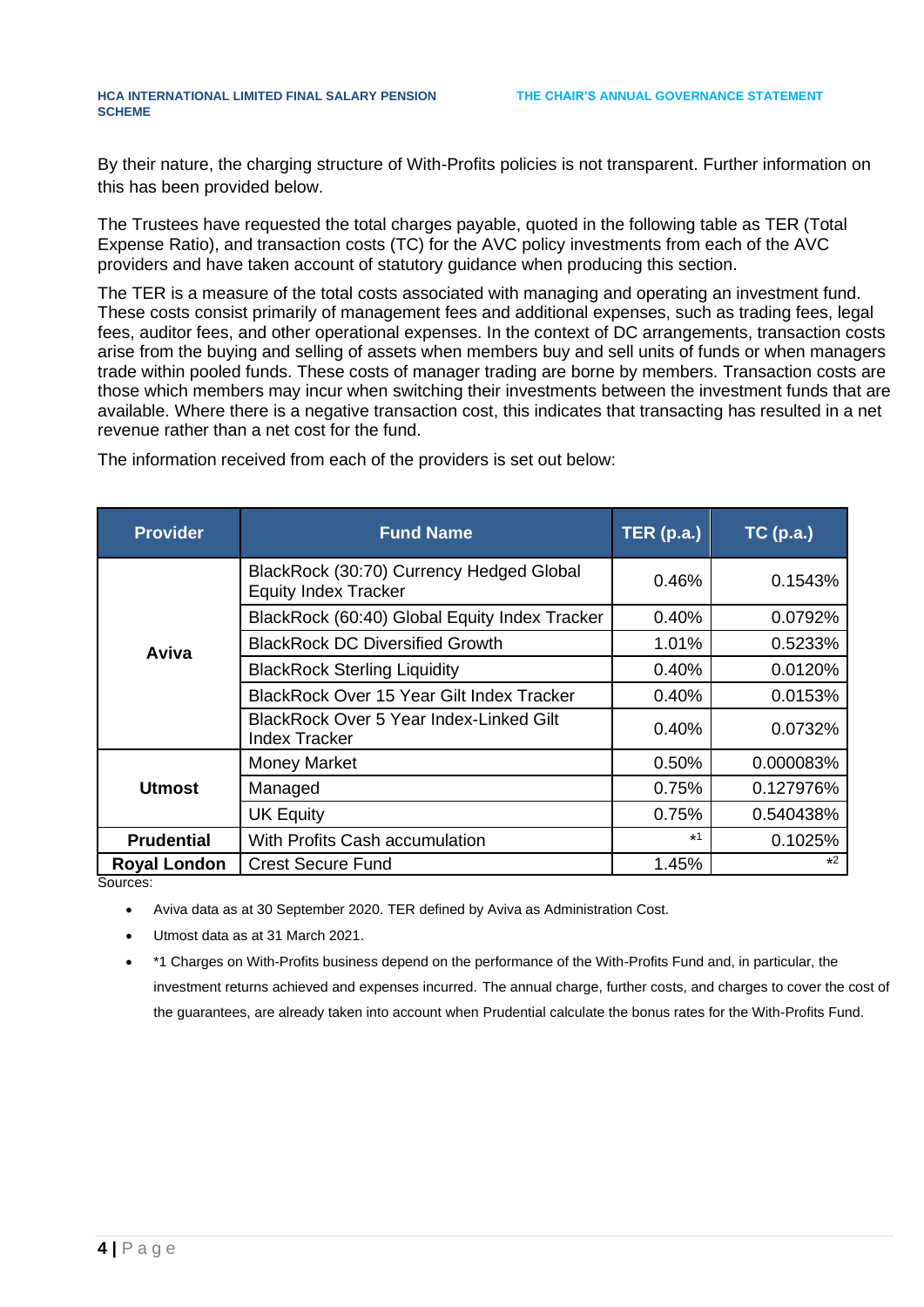By their nature, the charging structure of With-Profits policies is not transparent. Further information on this has been provided below.

The Trustees have requested the total charges payable, quoted in the following table as TER (Total Expense Ratio), and transaction costs (TC) for the AVC policy investments from each of the AVC providers and have taken account of statutory guidance when producing this section.

The TER is a measure of the total costs associated with managing and operating an investment fund. These costs consist primarily of management fees and additional expenses, such as trading fees, legal fees, auditor fees, and other operational expenses. In the context of DC arrangements, transaction costs arise from the buying and selling of assets when members buy and sell units of funds or when managers trade within pooled funds. These costs of manager trading are borne by members. Transaction costs are those which members may incur when switching their investments between the investment funds that are available. Where there is a negative transaction cost, this indicates that transacting has resulted in a net revenue rather than a net cost for the fund.

The information received from each of the providers is set out below:

| Provider | Fund Name | TER (p.a.) | TC (p.a.) |
|---|---|---|---|
| **Aviva** | BlackRock (30:70) Currency Hedged Global Equity Index Tracker | 0.46% | 0.1543% |
| | BlackRock (60:40) Global Equity Index Tracker | 0.40% | 0.0792% |
| | BlackRock DC Diversified Growth | 1.01% | 0.5233% |
| | BlackRock Sterling Liquidity | 0.40% | 0.0120% |
| | BlackRock Over 15 Year Gilt Index Tracker | 0.40% | 0.0153% |
| | BlackRock Over 5 Year Index-Linked Gilt Index Tracker | 0.40% | 0.0732% |
| **Utmost** | Money Market | 0.50% | 0.000083% |
| | Managed | 0.75% | 0.127976% |
| | UK Equity | 0.75% | 0.540438% |
| **Prudential** | With Profits Cash accumulation | *1 | 0.1025% |
| **Royal London** | Crest Secure Fund | 1.45% | *2 |

Sources:

- Aviva data as at 30 September 2020. TER defined by Aviva as Administration Cost.
- Utmost data as at 31 March 2021.
- *1 Charges on With-Profits business depend on the performance of the With-Profits Fund and, in particular, the investment returns achieved and expenses incurred. The annual charge, further costs, and charges to cover the cost of the guarantees, are already taken into account when Prudential calculate the bonus rates for the With-Profits Fund.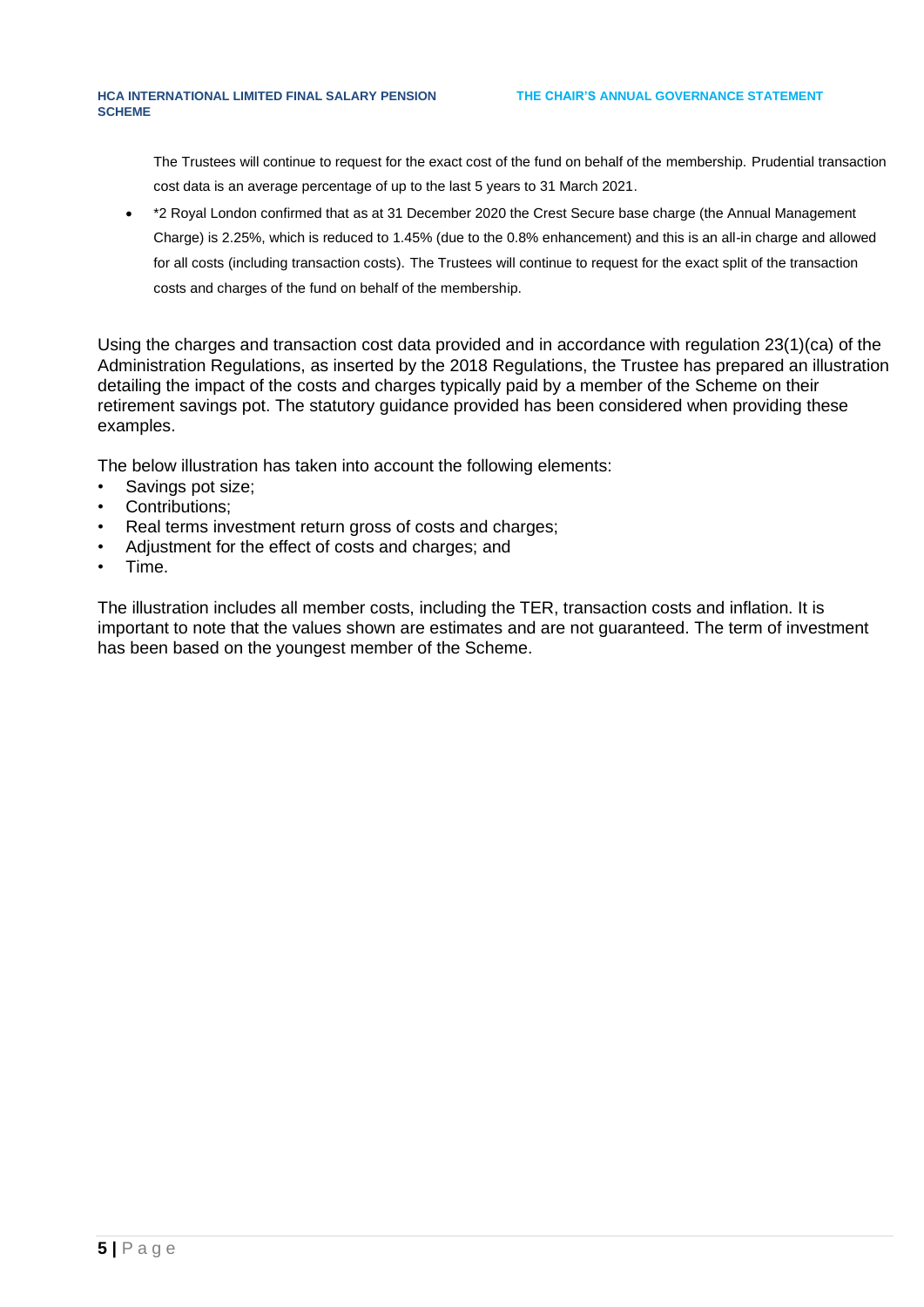The Trustees will continue to request for the exact cost of the fund on behalf of the membership. Prudential transaction cost data is an average percentage of up to the last 5 years to 31 March 2021.

- *2 Royal London confirmed that as at 31 December 2020 the Crest Secure base charge (the Annual Management Charge) is 2.25%, which is reduced to 1.45% (due to the 0.8% enhancement) and this is an all-in charge and allowed for all costs (including transaction costs). The Trustees will continue to request for the exact split of the transaction costs and charges of the fund on behalf of the membership.

Using the charges and transaction cost data provided and in accordance with regulation 23(1)(ca) of the Administration Regulations, as inserted by the 2018 Regulations, the Trustee has prepared an illustration detailing the impact of the costs and charges typically paid by a member of the Scheme on their retirement savings pot. The statutory guidance provided has been considered when providing these examples.

The below illustration has taken into account the following elements:

- Savings pot size;
- Contributions;
- Real terms investment return gross of costs and charges;
- Adjustment for the effect of costs and charges; and
- Time.

The illustration includes all member costs, including the TER, transaction costs and inflation. It is important to note that the values shown are estimates and are not guaranteed. The term of investment has been based on the youngest member of the Scheme.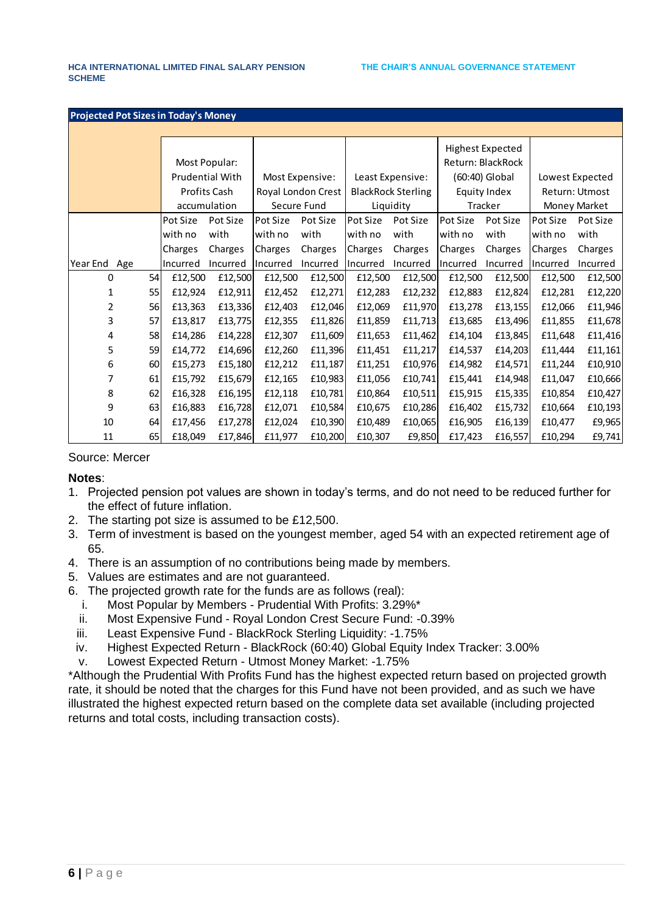**Projected Pot Sizes in Today's Money**

| | | Most Popular: Prudential With Profits Cash accumulation | | Most Expensive: Royal London Crest Secure Fund | | Least Expensive: BlackRock Sterling Liquidity | | Highest Expected Return: BlackRock (60:40) Global Equity Index Tracker | | Lowest Expected Return: Utmost Money Market | |
|---|---|---|---|---|---|---|---|---|---|---|---|
| Year End | Age | Pot Size with no Charges Incurred | Pot Size with Charges Incurred | Pot Size with no Charges Incurred | Pot Size with Charges Incurred | Pot Size with no Charges Incurred | Pot Size with Charges Incurred | Pot Size with no Charges Incurred | Pot Size with Charges Incurred | Pot Size with no Charges Incurred | Pot Size with Charges Incurred |
| 0 | 54 | £12,500 | £12,500 | £12,500 | £12,500 | £12,500 | £12,500 | £12,500 | £12,500 | £12,500 | £12,500 |
| 1 | 55 | £12,924 | £12,911 | £12,452 | £12,271 | £12,283 | £12,232 | £12,883 | £12,824 | £12,281 | £12,220 |
| 2 | 56 | £13,363 | £13,336 | £12,403 | £12,046 | £12,069 | £11,970 | £13,278 | £13,155 | £12,066 | £11,946 |
| 3 | 57 | £13,817 | £13,775 | £12,355 | £11,826 | £11,859 | £11,713 | £13,685 | £13,496 | £11,855 | £11,678 |
| 4 | 58 | £14,286 | £14,228 | £12,307 | £11,609 | £11,653 | £11,462 | £14,104 | £13,845 | £11,648 | £11,416 |
| 5 | 59 | £14,772 | £14,696 | £12,260 | £11,396 | £11,451 | £11,217 | £14,537 | £14,203 | £11,444 | £11,161 |
| 6 | 60 | £15,273 | £15,180 | £12,212 | £11,187 | £11,251 | £10,976 | £14,982 | £14,571 | £11,244 | £10,910 |
| 7 | 61 | £15,792 | £15,679 | £12,165 | £10,983 | £11,056 | £10,741 | £15,441 | £14,948 | £11,047 | £10,666 |
| 8 | 62 | £16,328 | £16,195 | £12,118 | £10,781 | £10,864 | £10,511 | £15,915 | £15,335 | £10,854 | £10,427 |
| 9 | 63 | £16,883 | £16,728 | £12,071 | £10,584 | £10,675 | £10,286 | £16,402 | £15,732 | £10,664 | £10,193 |
| 10 | 64 | £17,456 | £17,278 | £12,024 | £10,390 | £10,489 | £10,065 | £16,905 | £16,139 | £10,477 | £9,965 |
| 11 | 65 | £18,049 | £17,846 | £11,977 | £10,200 | £10,307 | £9,850 | £17,423 | £16,557 | £10,294 | £9,741 |

Source: Mercer

**Notes**:

1. Projected pension pot values are shown in today's terms, and do not need to be reduced further for the effect of future inflation.
2. The starting pot size is assumed to be £12,500.
3. Term of investment is based on the youngest member, aged 54 with an expected retirement age of 65.
4. There is an assumption of no contributions being made by members.
5. Values are estimates and are not guaranteed.
6. The projected growth rate for the funds are as follows (real):
   i. Most Popular by Members - Prudential With Profits: 3.29%*
   ii. Most Expensive Fund - Royal London Crest Secure Fund: -0.39%
   iii. Least Expensive Fund - BlackRock Sterling Liquidity: -1.75%
   iv. Highest Expected Return - BlackRock (60:40) Global Equity Index Tracker: 3.00%
   v. Lowest Expected Return - Utmost Money Market: -1.75%

*Although the Prudential With Profits Fund has the highest expected return based on projected growth rate, it should be noted that the charges for this Fund have not been provided, and as such we have illustrated the highest expected return based on the complete data set available (including projected returns and total costs, including transaction costs).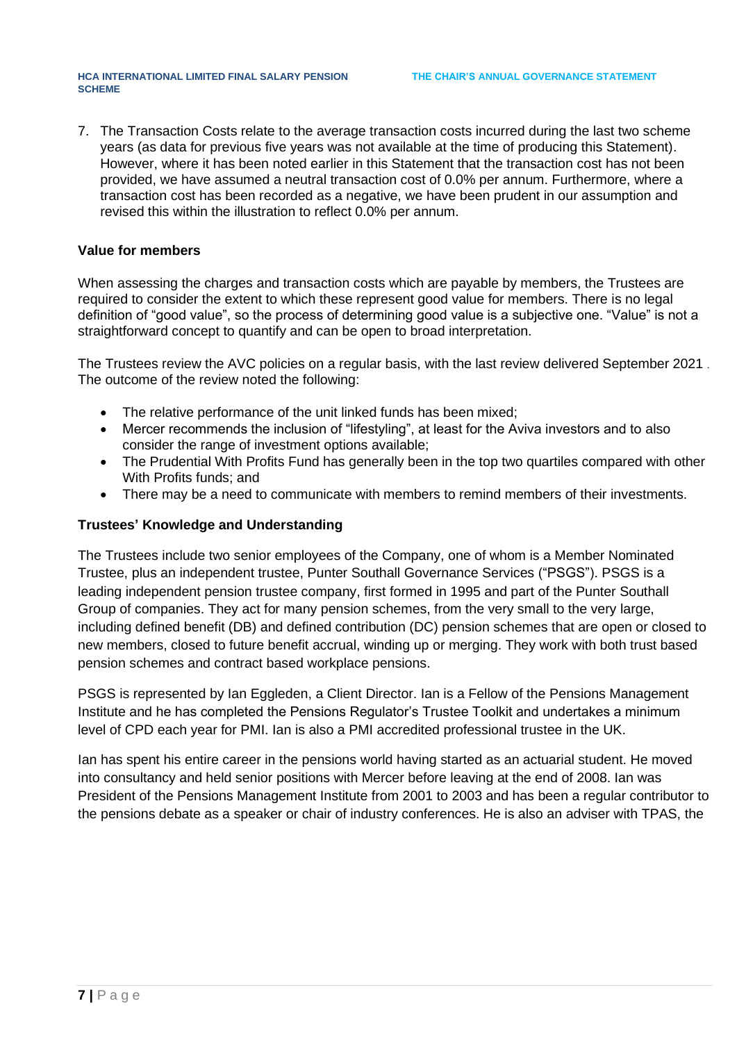7. The Transaction Costs relate to the average transaction costs incurred during the last two scheme years (as data for previous five years was not available at the time of producing this Statement). However, where it has been noted earlier in this Statement that the transaction cost has not been provided, we have assumed a neutral transaction cost of 0.0% per annum. Furthermore, where a transaction cost has been recorded as a negative, we have been prudent in our assumption and revised this within the illustration to reflect 0.0% per annum.

### Value for members

When assessing the charges and transaction costs which are payable by members, the Trustees are required to consider the extent to which these represent good value for members. There is no legal definition of "good value", so the process of determining good value is a subjective one. "Value" is not a straightforward concept to quantify and can be open to broad interpretation.

The Trustees review the AVC policies on a regular basis, with the last review delivered September 2021. The outcome of the review noted the following:

- The relative performance of the unit linked funds has been mixed;
- Mercer recommends the inclusion of "lifestyling", at least for the Aviva investors and to also consider the range of investment options available;
- The Prudential With Profits Fund has generally been in the top two quartiles compared with other With Profits funds; and
- There may be a need to communicate with members to remind members of their investments.

### Trustees' Knowledge and Understanding

The Trustees include two senior employees of the Company, one of whom is a Member Nominated Trustee, plus an independent trustee, Punter Southall Governance Services ("PSGS"). PSGS is a leading independent pension trustee company, first formed in 1995 and part of the Punter Southall Group of companies. They act for many pension schemes, from the very small to the very large, including defined benefit (DB) and defined contribution (DC) pension schemes that are open or closed to new members, closed to future benefit accrual, winding up or merging. They work with both trust based pension schemes and contract based workplace pensions.

PSGS is represented by Ian Eggleden, a Client Director. Ian is a Fellow of the Pensions Management Institute and he has completed the Pensions Regulator's Trustee Toolkit and undertakes a minimum level of CPD each year for PMI. Ian is also a PMI accredited professional trustee in the UK.

Ian has spent his entire career in the pensions world having started as an actuarial student. He moved into consultancy and held senior positions with Mercer before leaving at the end of 2008. Ian was President of the Pensions Management Institute from 2001 to 2003 and has been a regular contributor to the pensions debate as a speaker or chair of industry conferences. He is also an adviser with TPAS, the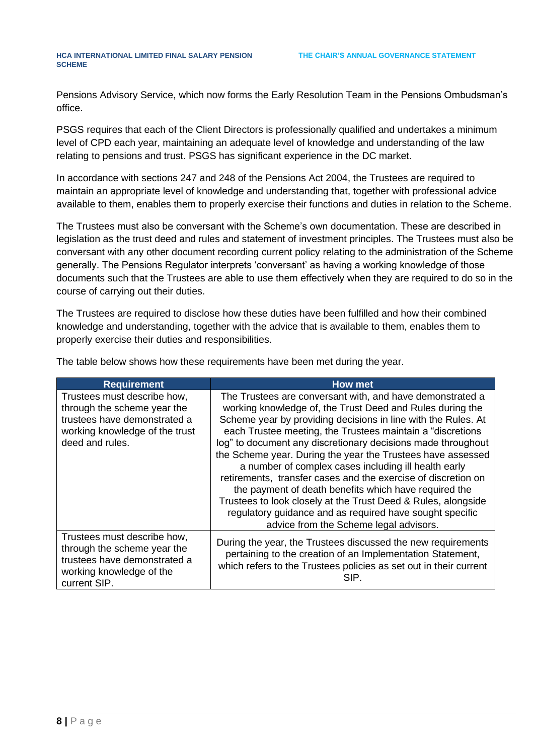Pensions Advisory Service, which now forms the Early Resolution Team in the Pensions Ombudsman's office.

PSGS requires that each of the Client Directors is professionally qualified and undertakes a minimum level of CPD each year, maintaining an adequate level of knowledge and understanding of the law relating to pensions and trust. PSGS has significant experience in the DC market.

In accordance with sections 247 and 248 of the Pensions Act 2004, the Trustees are required to maintain an appropriate level of knowledge and understanding that, together with professional advice available to them, enables them to properly exercise their functions and duties in relation to the Scheme.

The Trustees must also be conversant with the Scheme's own documentation. These are described in legislation as the trust deed and rules and statement of investment principles. The Trustees must also be conversant with any other document recording current policy relating to the administration of the Scheme generally. The Pensions Regulator interprets 'conversant' as having a working knowledge of those documents such that the Trustees are able to use them effectively when they are required to do so in the course of carrying out their duties.

The Trustees are required to disclose how these duties have been fulfilled and how their combined knowledge and understanding, together with the advice that is available to them, enables them to properly exercise their duties and responsibilities.

The table below shows how these requirements have been met during the year.

| Requirement | How met |
| --- | --- |
| Trustees must describe how, through the scheme year the trustees have demonstrated a working knowledge of the trust deed and rules. | The Trustees are conversant with, and have demonstrated a working knowledge of, the Trust Deed and Rules during the Scheme year by providing decisions in line with the Rules. At each Trustee meeting, the Trustees maintain a "discretions log" to document any discretionary decisions made throughout the Scheme year. During the year the Trustees have assessed a number of complex cases including ill health early retirements, transfer cases and the exercise of discretion on the payment of death benefits which have required the Trustees to look closely at the Trust Deed & Rules, alongside regulatory guidance and as required have sought specific advice from the Scheme legal advisors. |
| Trustees must describe how, through the scheme year the trustees have demonstrated a working knowledge of the current SIP. | During the year, the Trustees discussed the new requirements pertaining to the creation of an Implementation Statement, which refers to the Trustees policies as set out in their current SIP. |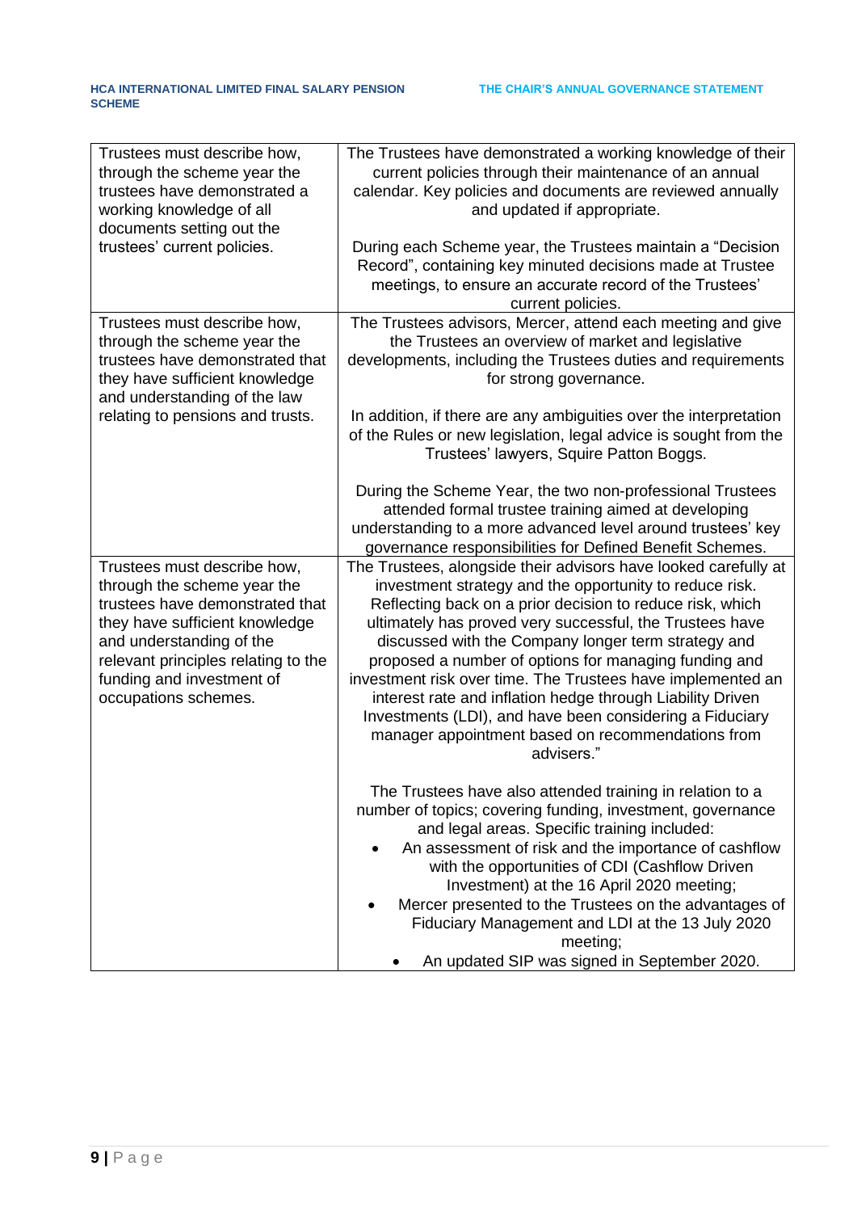| Trustees must describe how, through the scheme year the trustees have demonstrated a working knowledge of all documents setting out the trustees' current policies. | The Trustees have demonstrated a working knowledge of their current policies through their maintenance of an annual calendar. Key policies and documents are reviewed annually and updated if appropriate.<br><br>During each Scheme year, the Trustees maintain a "Decision Record", containing key minuted decisions made at Trustee meetings, to ensure an accurate record of the Trustees' current policies. |
|---|---|
| Trustees must describe how, through the scheme year the trustees have demonstrated that they have sufficient knowledge and understanding of the law relating to pensions and trusts. | The Trustees advisors, Mercer, attend each meeting and give the Trustees an overview of market and legislative developments, including the Trustees duties and requirements for strong governance.<br><br>In addition, if there are any ambiguities over the interpretation of the Rules or new legislation, legal advice is sought from the Trustees' lawyers, Squire Patton Boggs.<br><br>During the Scheme Year, the two non-professional Trustees attended formal trustee training aimed at developing understanding to a more advanced level around trustees' key governance responsibilities for Defined Benefit Schemes. |
| Trustees must describe how, through the scheme year the trustees have demonstrated that they have sufficient knowledge and understanding of the relevant principles relating to the funding and investment of occupations schemes. | The Trustees, alongside their advisors have looked carefully at investment strategy and the opportunity to reduce risk. Reflecting back on a prior decision to reduce risk, which ultimately has proved very successful, the Trustees have discussed with the Company longer term strategy and proposed a number of options for managing funding and investment risk over time. The Trustees have implemented an interest rate and inflation hedge through Liability Driven Investments (LDI), and have been considering a Fiduciary manager appointment based on recommendations from advisers."<br><br>The Trustees have also attended training in relation to a number of topics; covering funding, investment, governance and legal areas. Specific training included:<br>• An assessment of risk and the importance of cashflow with the opportunities of CDI (Cashflow Driven Investment) at the 16 April 2020 meeting;<br>• Mercer presented to the Trustees on the advantages of Fiduciary Management and LDI at the 13 July 2020 meeting;<br>• An updated SIP was signed in September 2020. |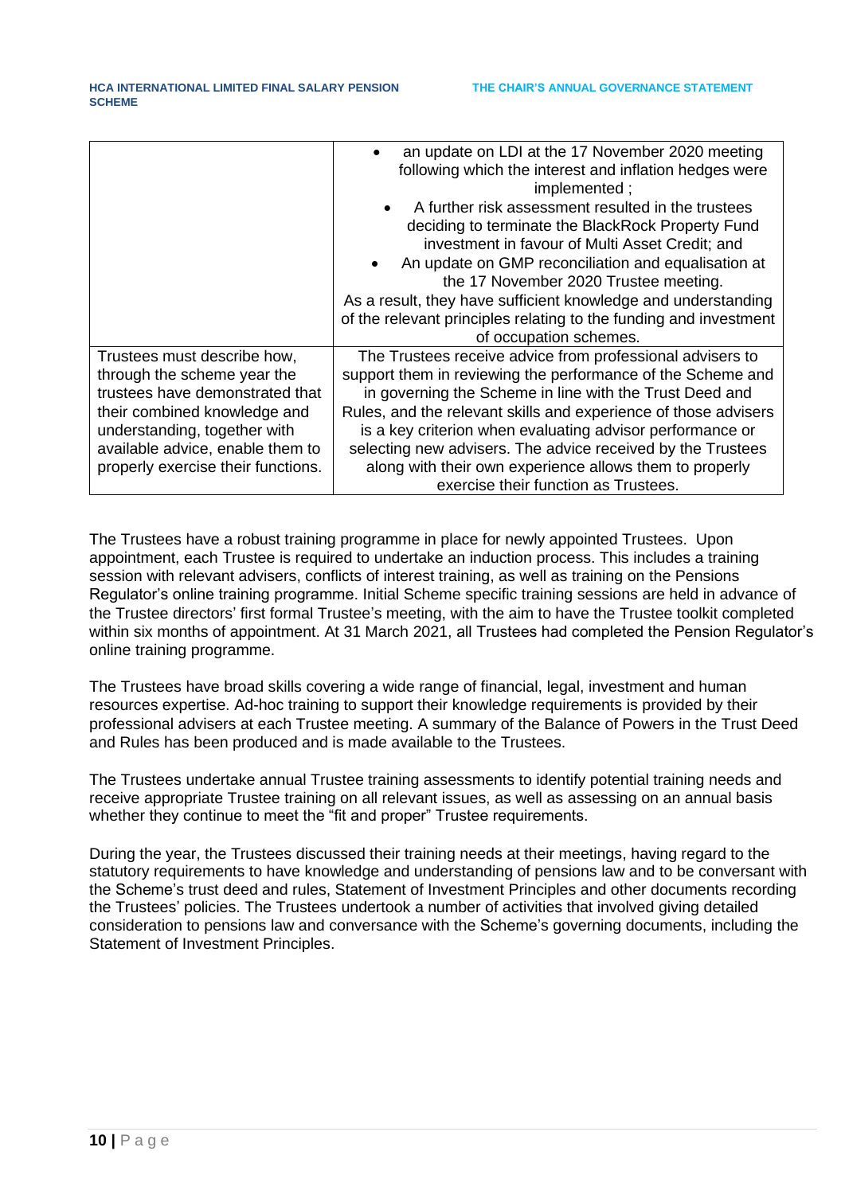| | |
|---|---|
| | • an update on LDI at the 17 November 2020 meeting following which the interest and inflation hedges were implemented ;<br>• A further risk assessment resulted in the trustees deciding to terminate the BlackRock Property Fund investment in favour of Multi Asset Credit; and<br>• An update on GMP reconciliation and equalisation at the 17 November 2020 Trustee meeting.<br>As a result, they have sufficient knowledge and understanding of the relevant principles relating to the funding and investment of occupation schemes. |
| Trustees must describe how, through the scheme year the trustees have demonstrated that their combined knowledge and understanding, together with available advice, enable them to properly exercise their functions. | The Trustees receive advice from professional advisers to support them in reviewing the performance of the Scheme and in governing the Scheme in line with the Trust Deed and Rules, and the relevant skills and experience of those advisers is a key criterion when evaluating advisor performance or selecting new advisers. The advice received by the Trustees along with their own experience allows them to properly exercise their function as Trustees. |

The Trustees have a robust training programme in place for newly appointed Trustees. Upon appointment, each Trustee is required to undertake an induction process. This includes a training session with relevant advisers, conflicts of interest training, as well as training on the Pensions Regulator's online training programme. Initial Scheme specific training sessions are held in advance of the Trustee directors' first formal Trustee's meeting, with the aim to have the Trustee toolkit completed within six months of appointment. At 31 March 2021, all Trustees had completed the Pension Regulator's online training programme.

The Trustees have broad skills covering a wide range of financial, legal, investment and human resources expertise. Ad-hoc training to support their knowledge requirements is provided by their professional advisers at each Trustee meeting. A summary of the Balance of Powers in the Trust Deed and Rules has been produced and is made available to the Trustees.

The Trustees undertake annual Trustee training assessments to identify potential training needs and receive appropriate Trustee training on all relevant issues, as well as assessing on an annual basis whether they continue to meet the "fit and proper" Trustee requirements.

During the year, the Trustees discussed their training needs at their meetings, having regard to the statutory requirements to have knowledge and understanding of pensions law and to be conversant with the Scheme's trust deed and rules, Statement of Investment Principles and other documents recording the Trustees' policies. The Trustees undertook a number of activities that involved giving detailed consideration to pensions law and conversance with the Scheme's governing documents, including the Statement of Investment Principles.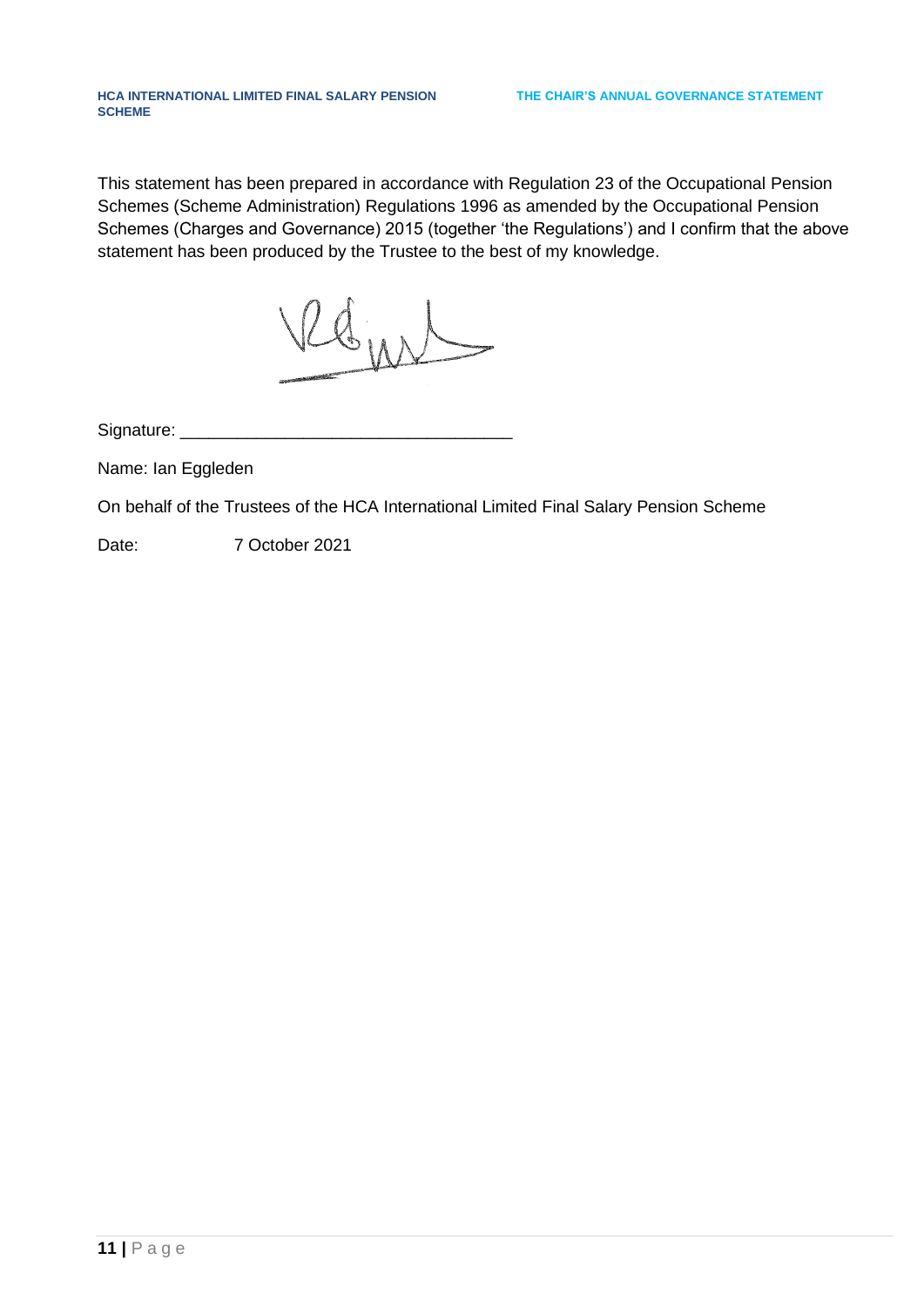This statement has been prepared in accordance with Regulation 23 of the Occupational Pension Schemes (Scheme Administration) Regulations 1996 as amended by the Occupational Pension Schemes (Charges and Governance) 2015 (together 'the Regulations') and I confirm that the above statement has been produced by the Trustee to the best of my knowledge.

Signature: ___________________________________

Name: Ian Eggleden

On behalf of the Trustees of the HCA International Limited Final Salary Pension Scheme

Date: 7 October 2021